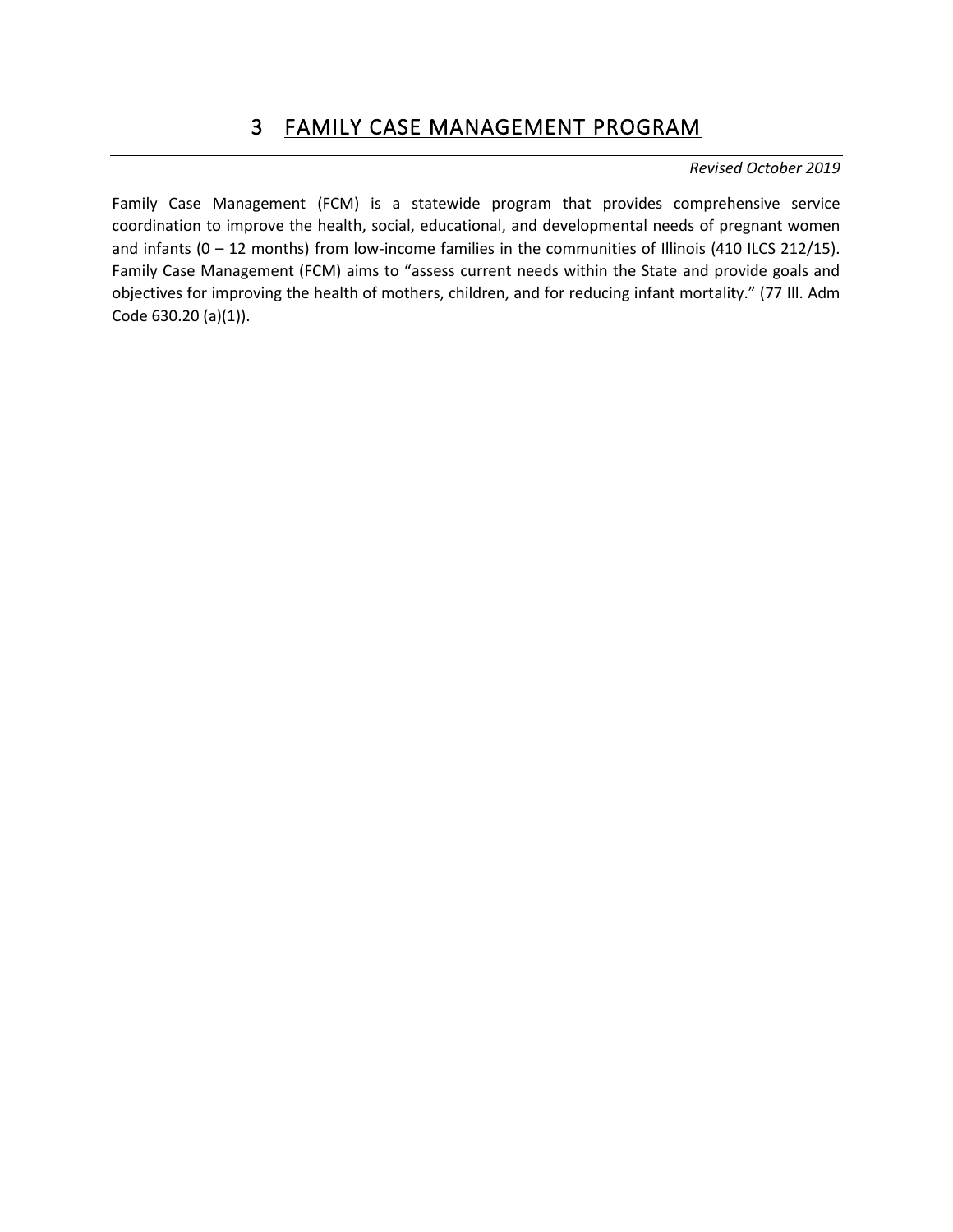# 3 FAMILY CASE MANAGEMENT PROGRAM

*Revised October 2019*

Family Case Management (FCM) is a statewide program that provides comprehensive service coordination to improve the health, social, educational, and developmental needs of pregnant women and infants (0 – 12 months) from low-income families in the communities of Illinois (410 ILCS 212/15). Family Case Management (FCM) aims to "assess current needs within the State and provide goals and objectives for improving the health of mothers, children, and for reducing infant mortality." (77 Ill. Adm Code 630.20 (a)(1)).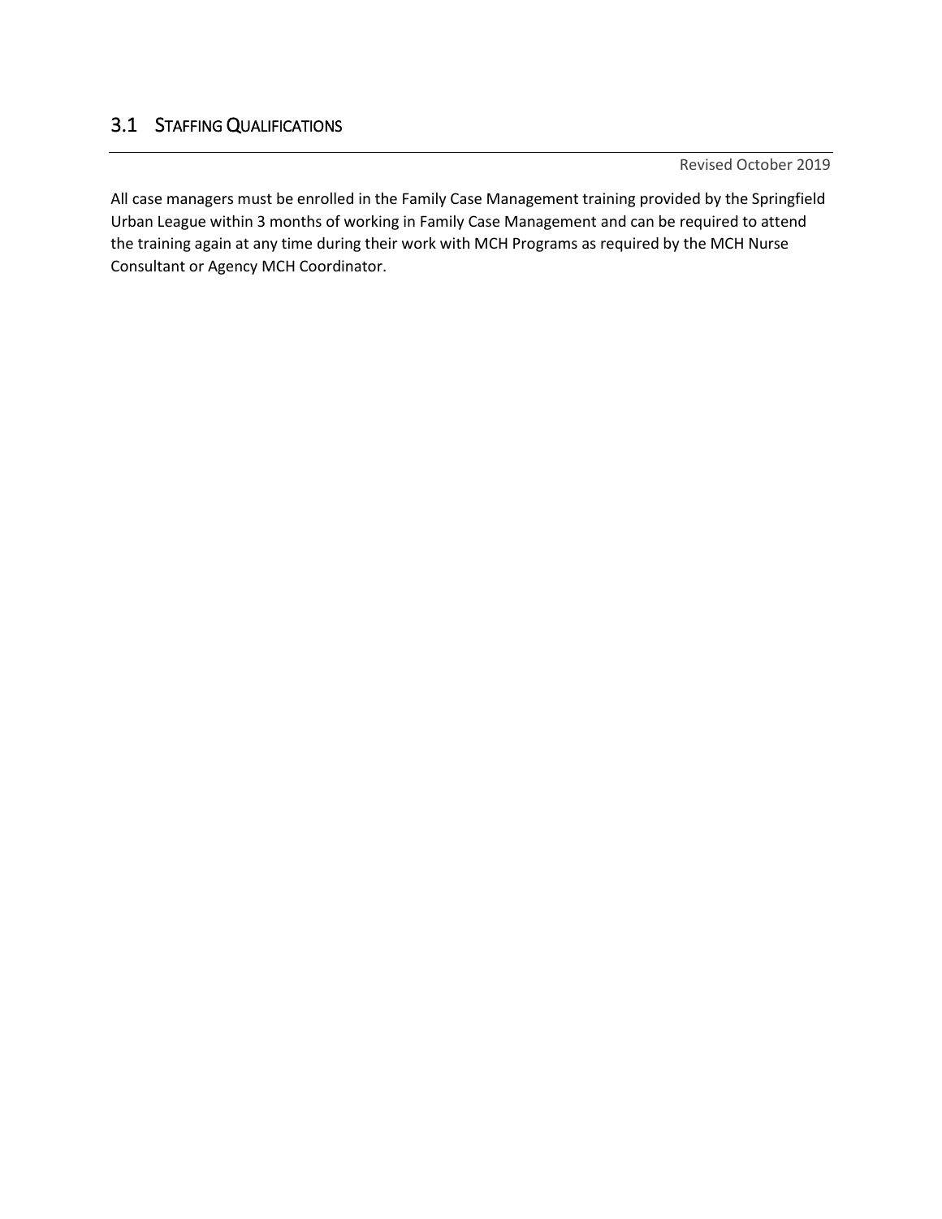## 3.1 Staffing Qualifications

Revised October 2019

All case managers must be enrolled in the Family Case Management training provided by the Springfield Urban League within 3 months of working in Family Case Management and can be required to attend the training again at any time during their work with MCH Programs as required by the MCH Nurse Consultant or Agency MCH Coordinator.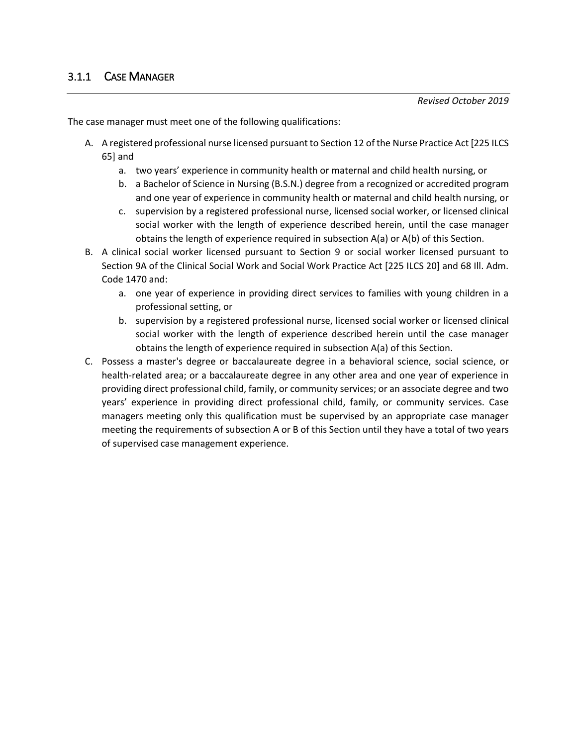### 3.1.1 Case Manager

*Revised October 2019*

The case manager must meet one of the following qualifications:

A. A registered professional nurse licensed pursuant to Section 12 of the Nurse Practice Act [225 ILCS 65] and
   a. two years' experience in community health or maternal and child health nursing, or
   b. a Bachelor of Science in Nursing (B.S.N.) degree from a recognized or accredited program and one year of experience in community health or maternal and child health nursing, or
   c. supervision by a registered professional nurse, licensed social worker, or licensed clinical social worker with the length of experience described herein, until the case manager obtains the length of experience required in subsection A(a) or A(b) of this Section.
B. A clinical social worker licensed pursuant to Section 9 or social worker licensed pursuant to Section 9A of the Clinical Social Work and Social Work Practice Act [225 ILCS 20] and 68 Ill. Adm. Code 1470 and:
   a. one year of experience in providing direct services to families with young children in a professional setting, or
   b. supervision by a registered professional nurse, licensed social worker or licensed clinical social worker with the length of experience described herein until the case manager obtains the length of experience required in subsection A(a) of this Section.
C. Possess a master's degree or baccalaureate degree in a behavioral science, social science, or health-related area; or a baccalaureate degree in any other area and one year of experience in providing direct professional child, family, or community services; or an associate degree and two years' experience in providing direct professional child, family, or community services. Case managers meeting only this qualification must be supervised by an appropriate case manager meeting the requirements of subsection A or B of this Section until they have a total of two years of supervised case management experience.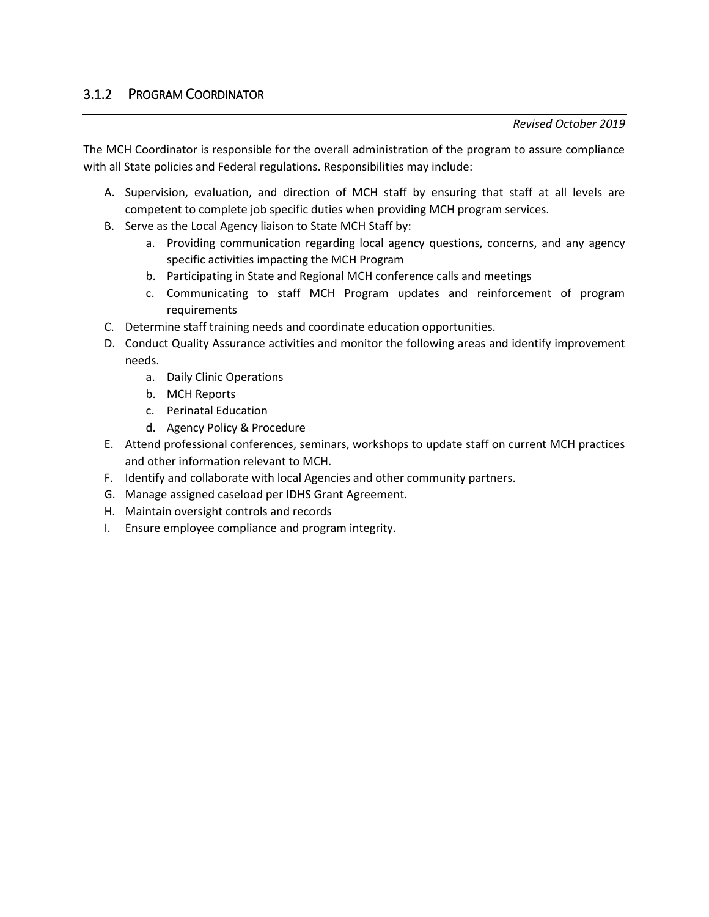### 3.1.2 Program Coordinator

*Revised October 2019*

The MCH Coordinator is responsible for the overall administration of the program to assure compliance with all State policies and Federal regulations. Responsibilities may include:

A. Supervision, evaluation, and direction of MCH staff by ensuring that staff at all levels are competent to complete job specific duties when providing MCH program services.
B. Serve as the Local Agency liaison to State MCH Staff by:
    a. Providing communication regarding local agency questions, concerns, and any agency specific activities impacting the MCH Program
    b. Participating in State and Regional MCH conference calls and meetings
    c. Communicating to staff MCH Program updates and reinforcement of program requirements
C. Determine staff training needs and coordinate education opportunities.
D. Conduct Quality Assurance activities and monitor the following areas and identify improvement needs.
    a. Daily Clinic Operations
    b. MCH Reports
    c. Perinatal Education
    d. Agency Policy & Procedure
E. Attend professional conferences, seminars, workshops to update staff on current MCH practices and other information relevant to MCH.
F. Identify and collaborate with local Agencies and other community partners.
G. Manage assigned caseload per IDHS Grant Agreement.
H. Maintain oversight controls and records
I. Ensure employee compliance and program integrity.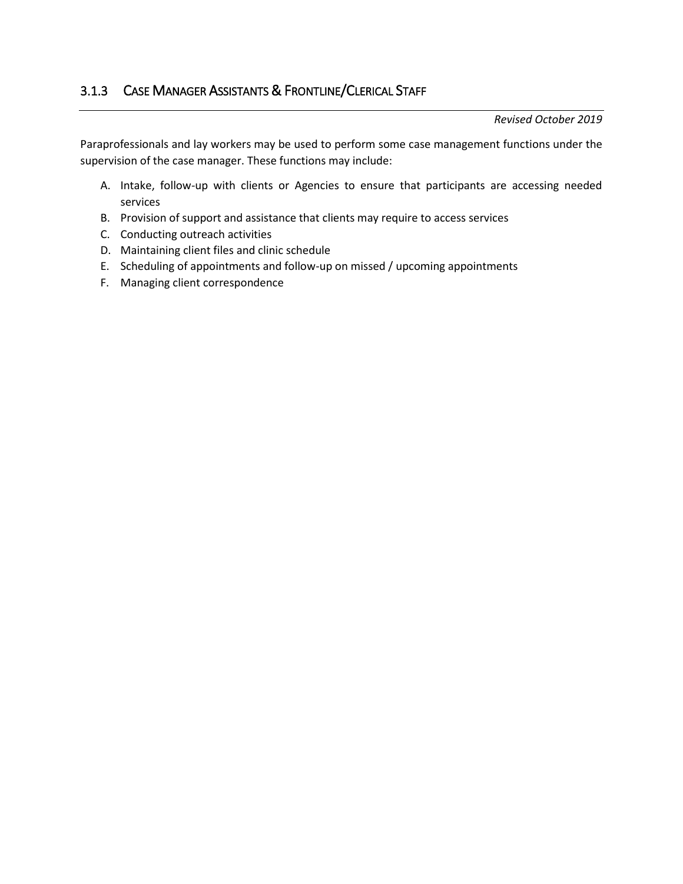### 3.1.3 Case Manager Assistants & Frontline/Clerical Staff

*Revised October 2019*

Paraprofessionals and lay workers may be used to perform some case management functions under the supervision of the case manager. These functions may include:

A. Intake, follow-up with clients or Agencies to ensure that participants are accessing needed services
B. Provision of support and assistance that clients may require to access services
C. Conducting outreach activities
D. Maintaining client files and clinic schedule
E. Scheduling of appointments and follow-up on missed / upcoming appointments
F. Managing client correspondence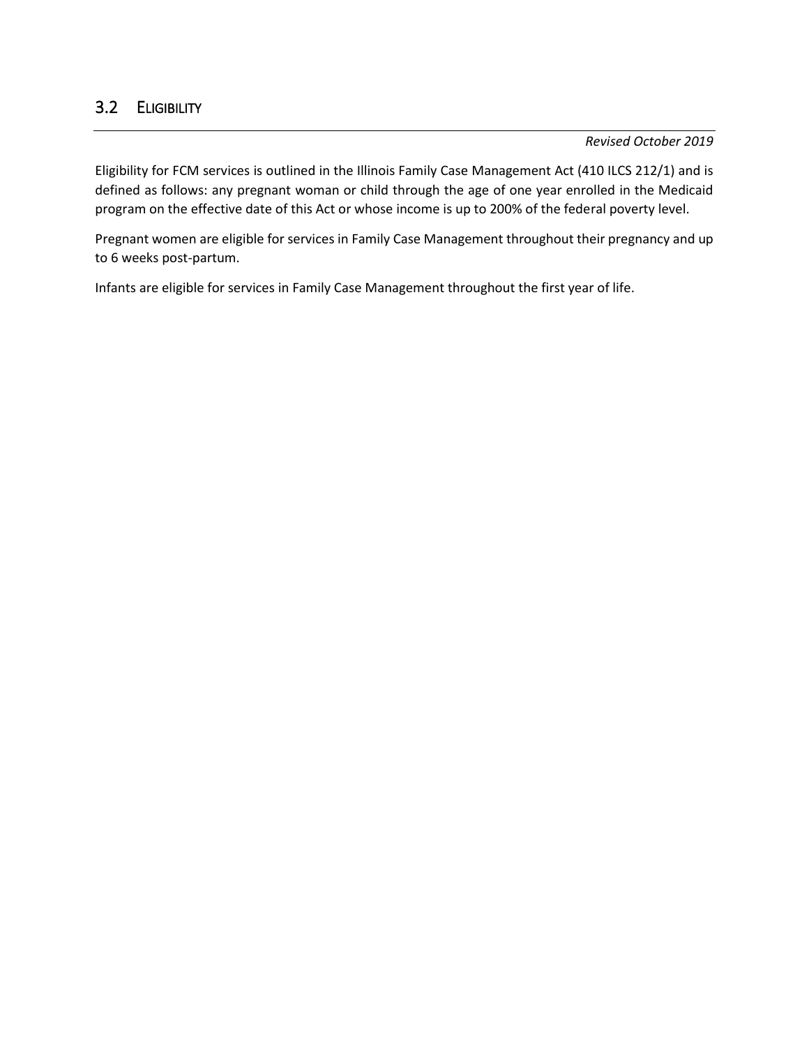## 3.2 Eligibility

*Revised October 2019*

Eligibility for FCM services is outlined in the Illinois Family Case Management Act (410 ILCS 212/1) and is defined as follows: any pregnant woman or child through the age of one year enrolled in the Medicaid program on the effective date of this Act or whose income is up to 200% of the federal poverty level.

Pregnant women are eligible for services in Family Case Management throughout their pregnancy and up to 6 weeks post-partum.

Infants are eligible for services in Family Case Management throughout the first year of life.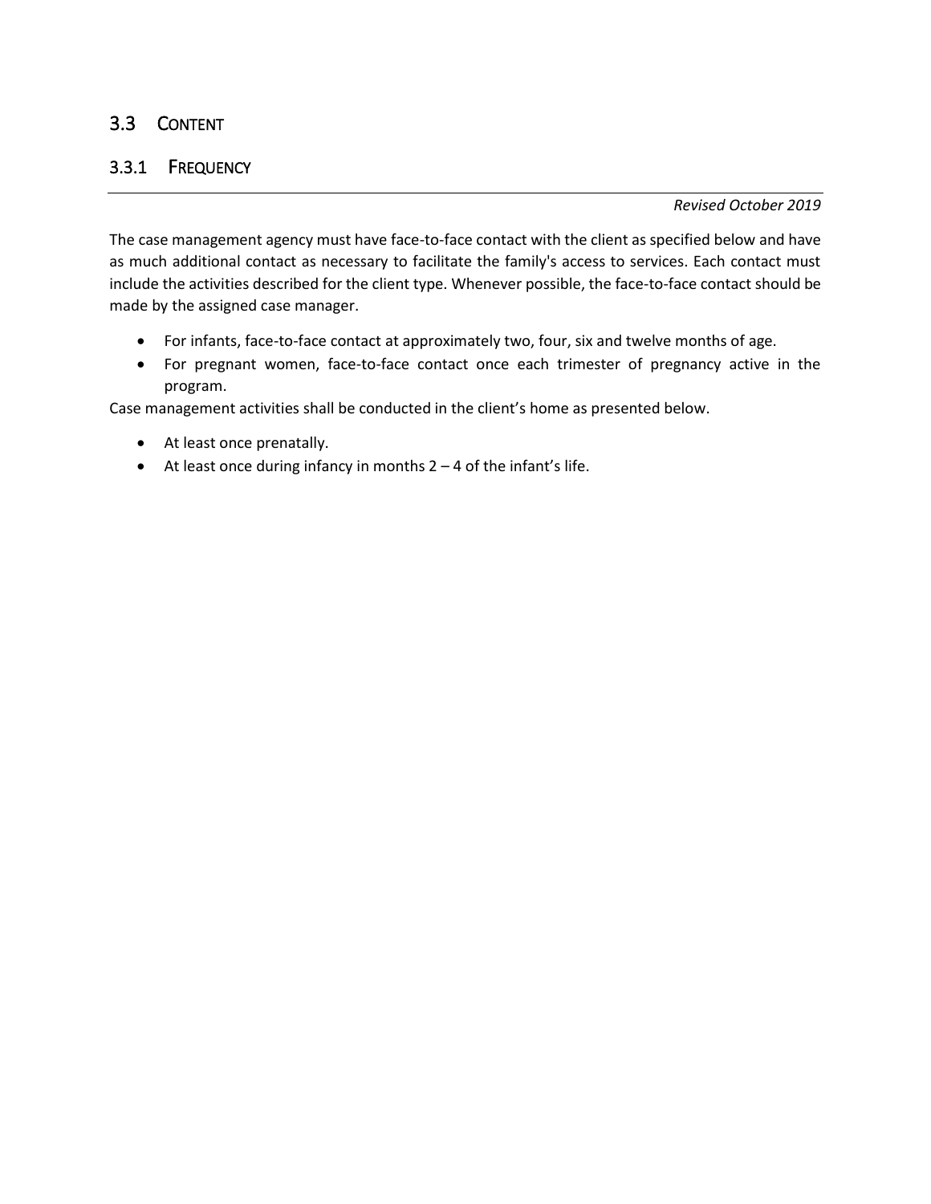## 3.3 Content

### 3.3.1 Frequency

*Revised October 2019*

The case management agency must have face-to-face contact with the client as specified below and have as much additional contact as necessary to facilitate the family's access to services. Each contact must include the activities described for the client type. Whenever possible, the face-to-face contact should be made by the assigned case manager.

- For infants, face-to-face contact at approximately two, four, six and twelve months of age.
- For pregnant women, face-to-face contact once each trimester of pregnancy active in the program.

Case management activities shall be conducted in the client's home as presented below.

- At least once prenatally.
- At least once during infancy in months 2 – 4 of the infant's life.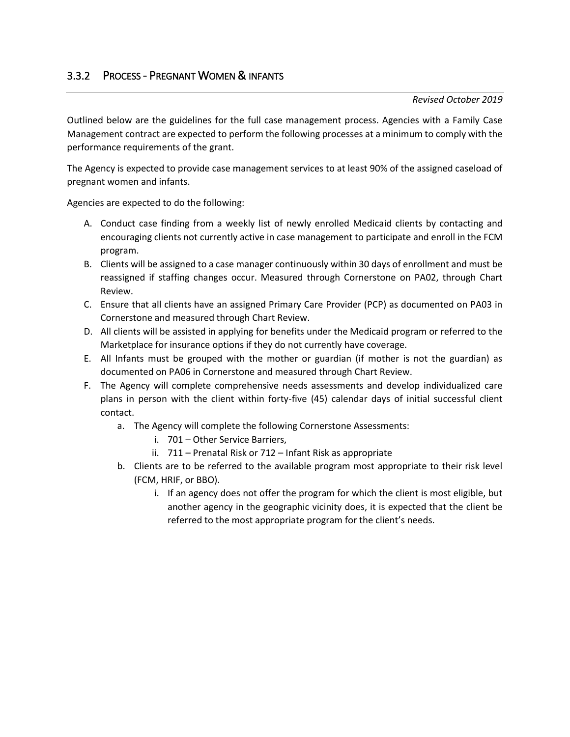### 3.3.2 Process - Pregnant Women & infants

*Revised October 2019*

Outlined below are the guidelines for the full case management process. Agencies with a Family Case Management contract are expected to perform the following processes at a minimum to comply with the performance requirements of the grant.

The Agency is expected to provide case management services to at least 90% of the assigned caseload of pregnant women and infants.

Agencies are expected to do the following:

A. Conduct case finding from a weekly list of newly enrolled Medicaid clients by contacting and encouraging clients not currently active in case management to participate and enroll in the FCM program.
B. Clients will be assigned to a case manager continuously within 30 days of enrollment and must be reassigned if staffing changes occur. Measured through Cornerstone on PA02, through Chart Review.
C. Ensure that all clients have an assigned Primary Care Provider (PCP) as documented on PA03 in Cornerstone and measured through Chart Review.
D. All clients will be assisted in applying for benefits under the Medicaid program or referred to the Marketplace for insurance options if they do not currently have coverage.
E. All Infants must be grouped with the mother or guardian (if mother is not the guardian) as documented on PA06 in Cornerstone and measured through Chart Review.
F. The Agency will complete comprehensive needs assessments and develop individualized care plans in person with the client within forty-five (45) calendar days of initial successful client contact.
    a. The Agency will complete the following Cornerstone Assessments:
        i. 701 – Other Service Barriers,
        ii. 711 – Prenatal Risk or 712 – Infant Risk as appropriate
    b. Clients are to be referred to the available program most appropriate to their risk level (FCM, HRIF, or BBO).
        i. If an agency does not offer the program for which the client is most eligible, but another agency in the geographic vicinity does, it is expected that the client be referred to the most appropriate program for the client's needs.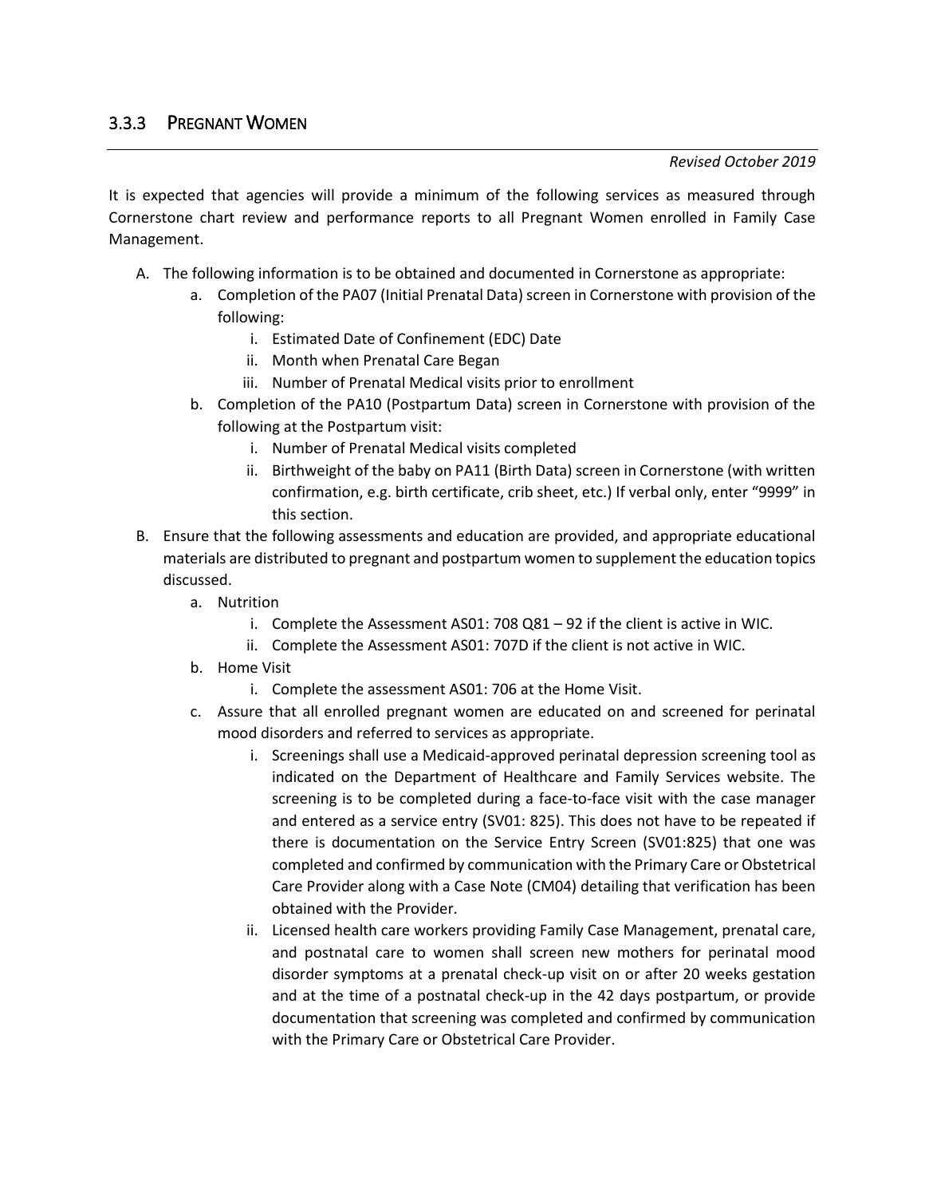### 3.3.3 Pregnant Women

*Revised October 2019*

It is expected that agencies will provide a minimum of the following services as measured through Cornerstone chart review and performance reports to all Pregnant Women enrolled in Family Case Management.

A. The following information is to be obtained and documented in Cornerstone as appropriate:
   a. Completion of the PA07 (Initial Prenatal Data) screen in Cornerstone with provision of the following:
      i. Estimated Date of Confinement (EDC) Date
      ii. Month when Prenatal Care Began
      iii. Number of Prenatal Medical visits prior to enrollment
   b. Completion of the PA10 (Postpartum Data) screen in Cornerstone with provision of the following at the Postpartum visit:
      i. Number of Prenatal Medical visits completed
      ii. Birthweight of the baby on PA11 (Birth Data) screen in Cornerstone (with written confirmation, e.g. birth certificate, crib sheet, etc.) If verbal only, enter "9999" in this section.
B. Ensure that the following assessments and education are provided, and appropriate educational materials are distributed to pregnant and postpartum women to supplement the education topics discussed.
   a. Nutrition
      i. Complete the Assessment AS01: 708 Q81 – 92 if the client is active in WIC.
      ii. Complete the Assessment AS01: 707D if the client is not active in WIC.
   b. Home Visit
      i. Complete the assessment AS01: 706 at the Home Visit.
   c. Assure that all enrolled pregnant women are educated on and screened for perinatal mood disorders and referred to services as appropriate.
      i. Screenings shall use a Medicaid-approved perinatal depression screening tool as indicated on the Department of Healthcare and Family Services website. The screening is to be completed during a face-to-face visit with the case manager and entered as a service entry (SV01: 825). This does not have to be repeated if there is documentation on the Service Entry Screen (SV01:825) that one was completed and confirmed by communication with the Primary Care or Obstetrical Care Provider along with a Case Note (CM04) detailing that verification has been obtained with the Provider.
      ii. Licensed health care workers providing Family Case Management, prenatal care, and postnatal care to women shall screen new mothers for perinatal mood disorder symptoms at a prenatal check-up visit on or after 20 weeks gestation and at the time of a postnatal check-up in the 42 days postpartum, or provide documentation that screening was completed and confirmed by communication with the Primary Care or Obstetrical Care Provider.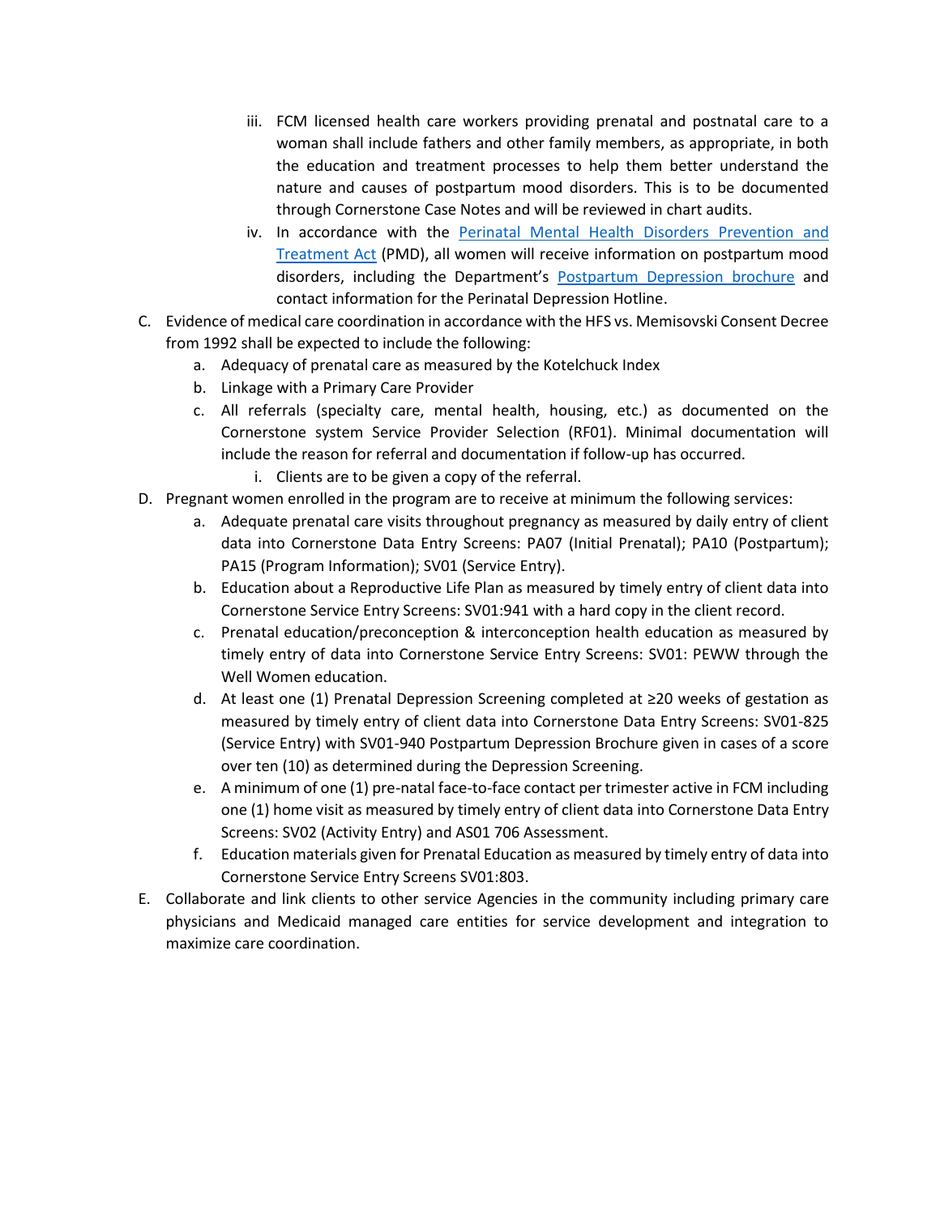iii. FCM licensed health care workers providing prenatal and postnatal care to a woman shall include fathers and other family members, as appropriate, in both the education and treatment processes to help them better understand the nature and causes of postpartum mood disorders. This is to be documented through Cornerstone Case Notes and will be reviewed in chart audits.

   iv. In accordance with the [Perinatal Mental Health Disorders Prevention and Treatment Act]() (PMD), all women will receive information on postpartum mood disorders, including the Department's [Postpartum Depression brochure]() and contact information for the Perinatal Depression Hotline.

C. Evidence of medical care coordination in accordance with the HFS vs. Memisovski Consent Decree from 1992 shall be expected to include the following:
   a. Adequacy of prenatal care as measured by the Kotelchuck Index
   b. Linkage with a Primary Care Provider
   c. All referrals (specialty care, mental health, housing, etc.) as documented on the Cornerstone system Service Provider Selection (RF01). Minimal documentation will include the reason for referral and documentation if follow-up has occurred.
      i. Clients are to be given a copy of the referral.

D. Pregnant women enrolled in the program are to receive at minimum the following services:
   a. Adequate prenatal care visits throughout pregnancy as measured by daily entry of client data into Cornerstone Data Entry Screens: PA07 (Initial Prenatal); PA10 (Postpartum); PA15 (Program Information); SV01 (Service Entry).
   b. Education about a Reproductive Life Plan as measured by timely entry of client data into Cornerstone Service Entry Screens: SV01:941 with a hard copy in the client record.
   c. Prenatal education/preconception & interconception health education as measured by timely entry of data into Cornerstone Service Entry Screens: SV01: PEWW through the Well Women education.
   d. At least one (1) Prenatal Depression Screening completed at ≥20 weeks of gestation as measured by timely entry of client data into Cornerstone Data Entry Screens: SV01-825 (Service Entry) with SV01-940 Postpartum Depression Brochure given in cases of a score over ten (10) as determined during the Depression Screening.
   e. A minimum of one (1) pre-natal face-to-face contact per trimester active in FCM including one (1) home visit as measured by timely entry of client data into Cornerstone Data Entry Screens: SV02 (Activity Entry) and AS01 706 Assessment.
   f. Education materials given for Prenatal Education as measured by timely entry of data into Cornerstone Service Entry Screens SV01:803.

E. Collaborate and link clients to other service Agencies in the community including primary care physicians and Medicaid managed care entities for service development and integration to maximize care coordination.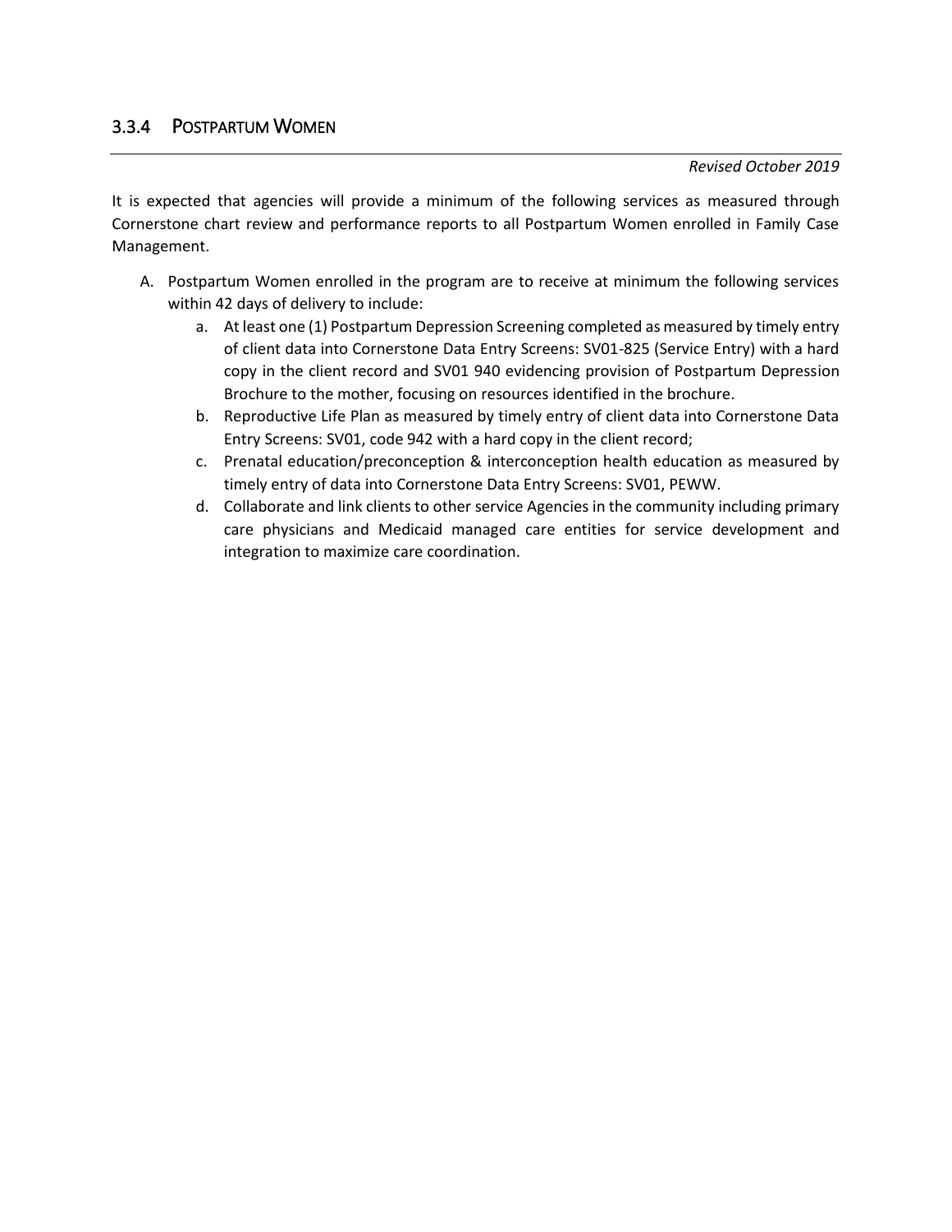### 3.3.4 POSTPARTUM WOMEN

*Revised October 2019*

It is expected that agencies will provide a minimum of the following services as measured through Cornerstone chart review and performance reports to all Postpartum Women enrolled in Family Case Management.

A. Postpartum Women enrolled in the program are to receive at minimum the following services within 42 days of delivery to include:
   a. At least one (1) Postpartum Depression Screening completed as measured by timely entry of client data into Cornerstone Data Entry Screens: SV01-825 (Service Entry) with a hard copy in the client record and SV01 940 evidencing provision of Postpartum Depression Brochure to the mother, focusing on resources identified in the brochure.
   b. Reproductive Life Plan as measured by timely entry of client data into Cornerstone Data Entry Screens: SV01, code 942 with a hard copy in the client record;
   c. Prenatal education/preconception & interconception health education as measured by timely entry of data into Cornerstone Data Entry Screens: SV01, PEWW.
   d. Collaborate and link clients to other service Agencies in the community including primary care physicians and Medicaid managed care entities for service development and integration to maximize care coordination.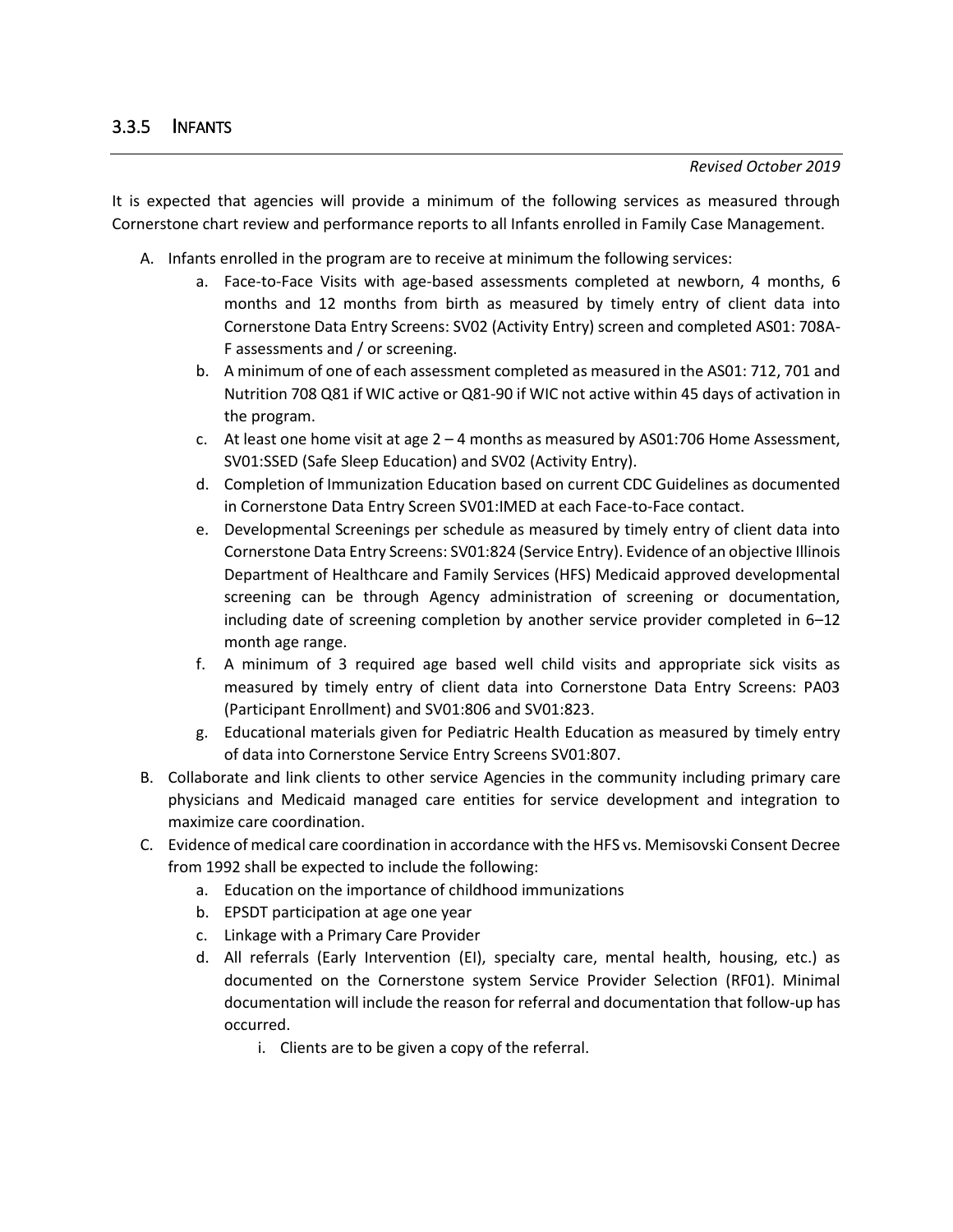### 3.3.5 INFANTS

*Revised October 2019*

It is expected that agencies will provide a minimum of the following services as measured through Cornerstone chart review and performance reports to all Infants enrolled in Family Case Management.

A. Infants enrolled in the program are to receive at minimum the following services:
   a. Face-to-Face Visits with age-based assessments completed at newborn, 4 months, 6 months and 12 months from birth as measured by timely entry of client data into Cornerstone Data Entry Screens: SV02 (Activity Entry) screen and completed AS01: 708A-F assessments and / or screening.
   b. A minimum of one of each assessment completed as measured in the AS01: 712, 701 and Nutrition 708 Q81 if WIC active or Q81-90 if WIC not active within 45 days of activation in the program.
   c. At least one home visit at age 2 – 4 months as measured by AS01:706 Home Assessment, SV01:SSED (Safe Sleep Education) and SV02 (Activity Entry).
   d. Completion of Immunization Education based on current CDC Guidelines as documented in Cornerstone Data Entry Screen SV01:IMED at each Face-to-Face contact.
   e. Developmental Screenings per schedule as measured by timely entry of client data into Cornerstone Data Entry Screens: SV01:824 (Service Entry). Evidence of an objective Illinois Department of Healthcare and Family Services (HFS) Medicaid approved developmental screening can be through Agency administration of screening or documentation, including date of screening completion by another service provider completed in 6–12 month age range.
   f. A minimum of 3 required age based well child visits and appropriate sick visits as measured by timely entry of client data into Cornerstone Data Entry Screens: PA03 (Participant Enrollment) and SV01:806 and SV01:823.
   g. Educational materials given for Pediatric Health Education as measured by timely entry of data into Cornerstone Service Entry Screens SV01:807.
B. Collaborate and link clients to other service Agencies in the community including primary care physicians and Medicaid managed care entities for service development and integration to maximize care coordination.
C. Evidence of medical care coordination in accordance with the HFS vs. Memisovski Consent Decree from 1992 shall be expected to include the following:
   a. Education on the importance of childhood immunizations
   b. EPSDT participation at age one year
   c. Linkage with a Primary Care Provider
   d. All referrals (Early Intervention (EI), specialty care, mental health, housing, etc.) as documented on the Cornerstone system Service Provider Selection (RF01). Minimal documentation will include the reason for referral and documentation that follow-up has occurred.
      i. Clients are to be given a copy of the referral.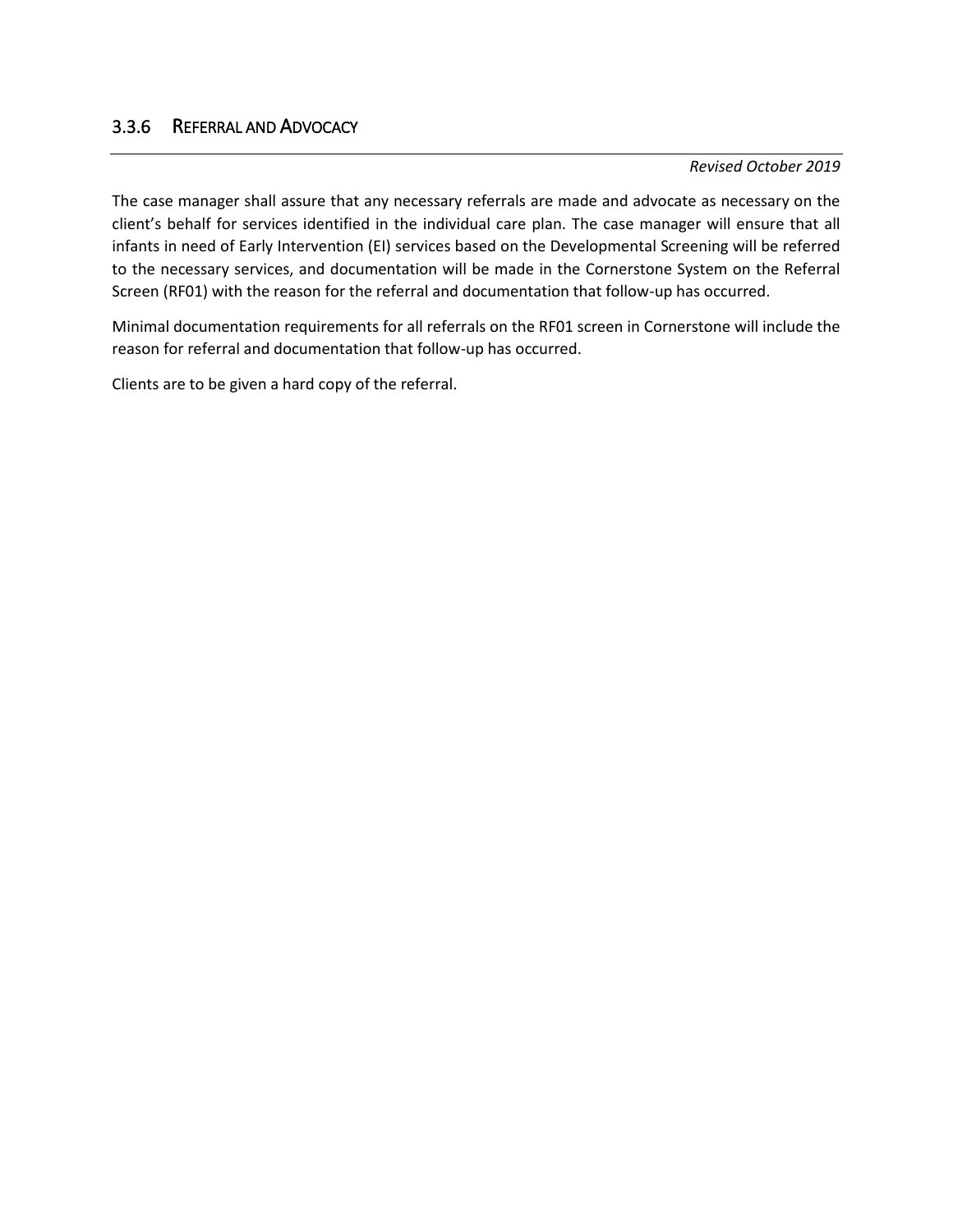### 3.3.6 REFERRAL AND ADVOCACY

*Revised October 2019*

The case manager shall assure that any necessary referrals are made and advocate as necessary on the client's behalf for services identified in the individual care plan. The case manager will ensure that all infants in need of Early Intervention (EI) services based on the Developmental Screening will be referred to the necessary services, and documentation will be made in the Cornerstone System on the Referral Screen (RF01) with the reason for the referral and documentation that follow-up has occurred.

Minimal documentation requirements for all referrals on the RF01 screen in Cornerstone will include the reason for referral and documentation that follow-up has occurred.

Clients are to be given a hard copy of the referral.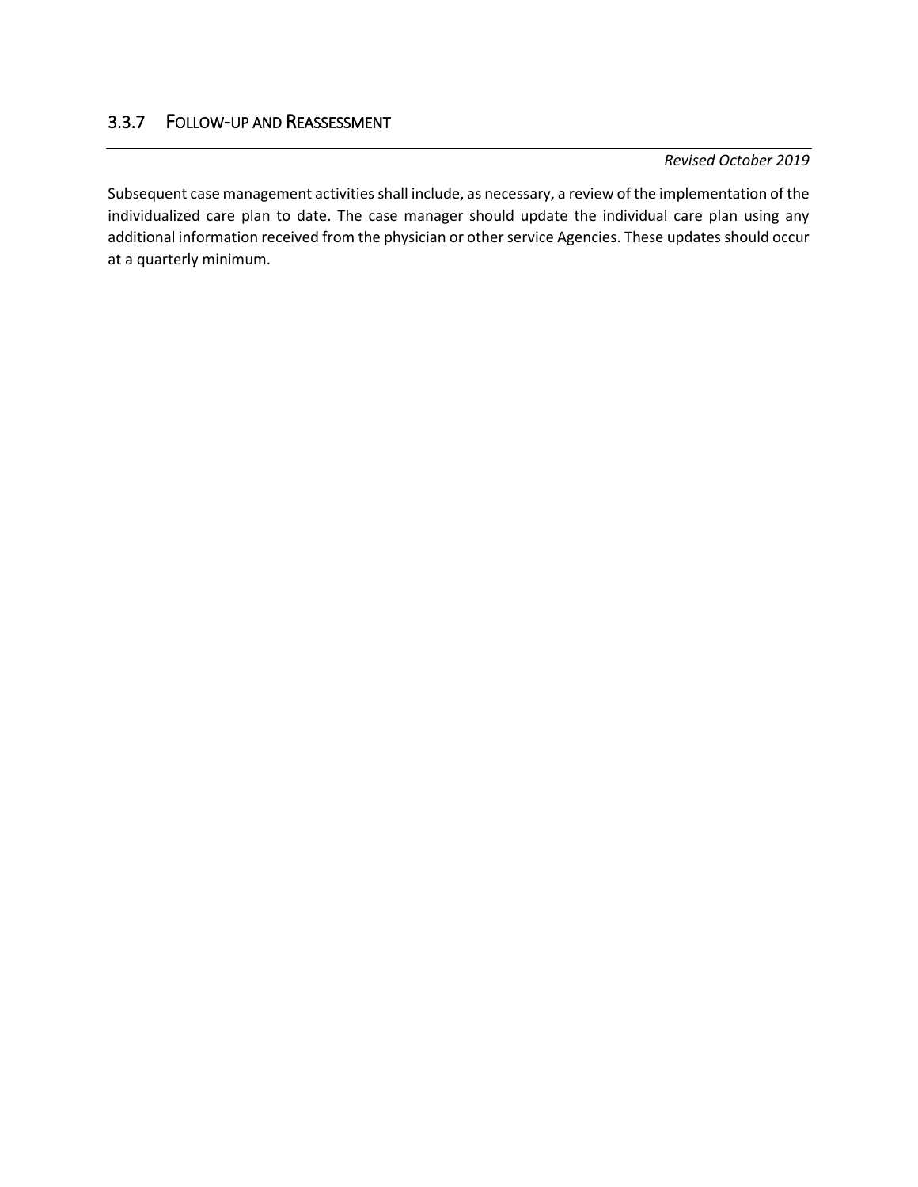### 3.3.7 Follow-up and Reassessment

*Revised October 2019*

Subsequent case management activities shall include, as necessary, a review of the implementation of the individualized care plan to date. The case manager should update the individual care plan using any additional information received from the physician or other service Agencies. These updates should occur at a quarterly minimum.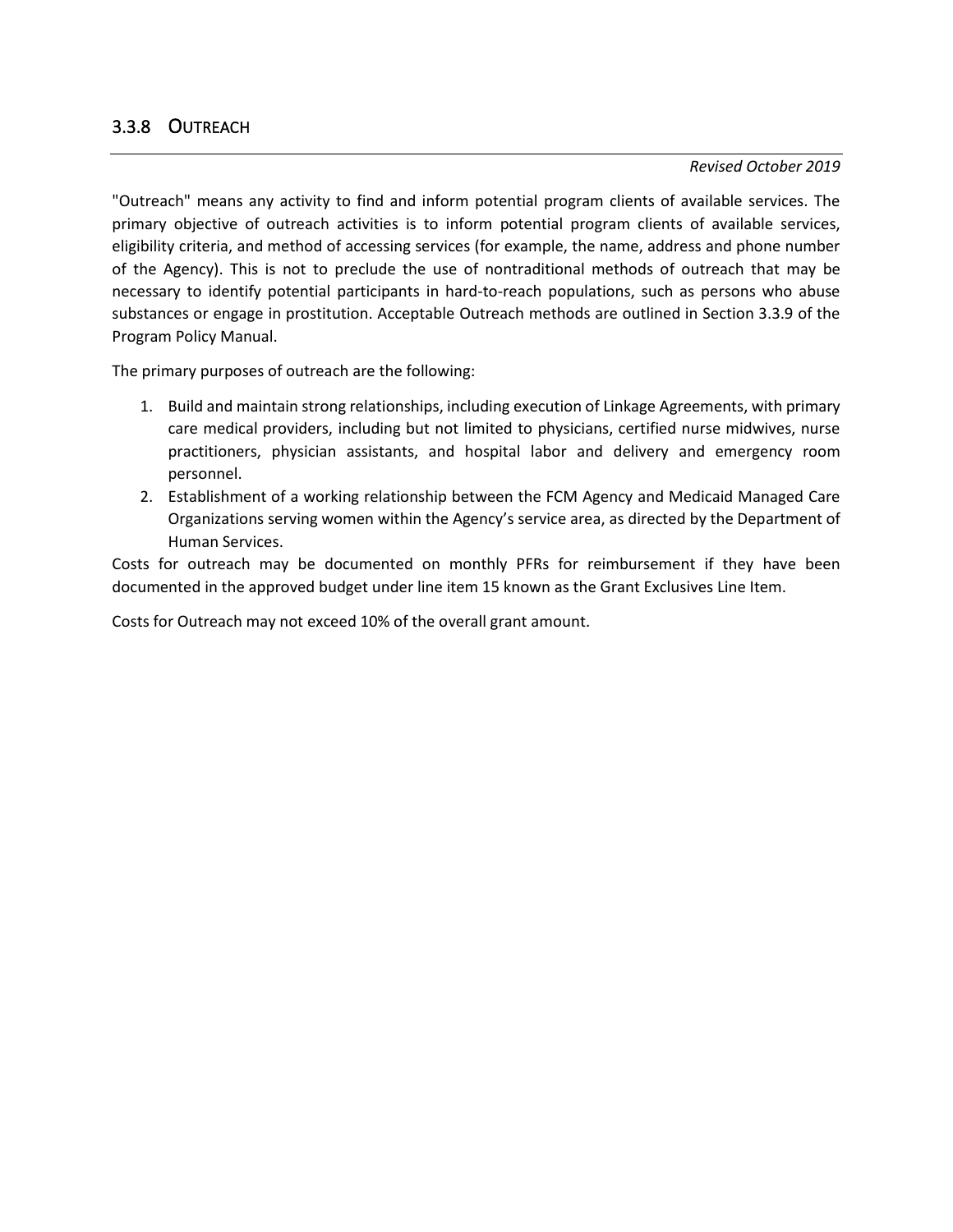### 3.3.8 OUTREACH

*Revised October 2019*

"Outreach" means any activity to find and inform potential program clients of available services. The primary objective of outreach activities is to inform potential program clients of available services, eligibility criteria, and method of accessing services (for example, the name, address and phone number of the Agency). This is not to preclude the use of nontraditional methods of outreach that may be necessary to identify potential participants in hard-to-reach populations, such as persons who abuse substances or engage in prostitution. Acceptable Outreach methods are outlined in Section 3.3.9 of the Program Policy Manual.

The primary purposes of outreach are the following:

1. Build and maintain strong relationships, including execution of Linkage Agreements, with primary care medical providers, including but not limited to physicians, certified nurse midwives, nurse practitioners, physician assistants, and hospital labor and delivery and emergency room personnel.
2. Establishment of a working relationship between the FCM Agency and Medicaid Managed Care Organizations serving women within the Agency's service area, as directed by the Department of Human Services.

Costs for outreach may be documented on monthly PFRs for reimbursement if they have been documented in the approved budget under line item 15 known as the Grant Exclusives Line Item.

Costs for Outreach may not exceed 10% of the overall grant amount.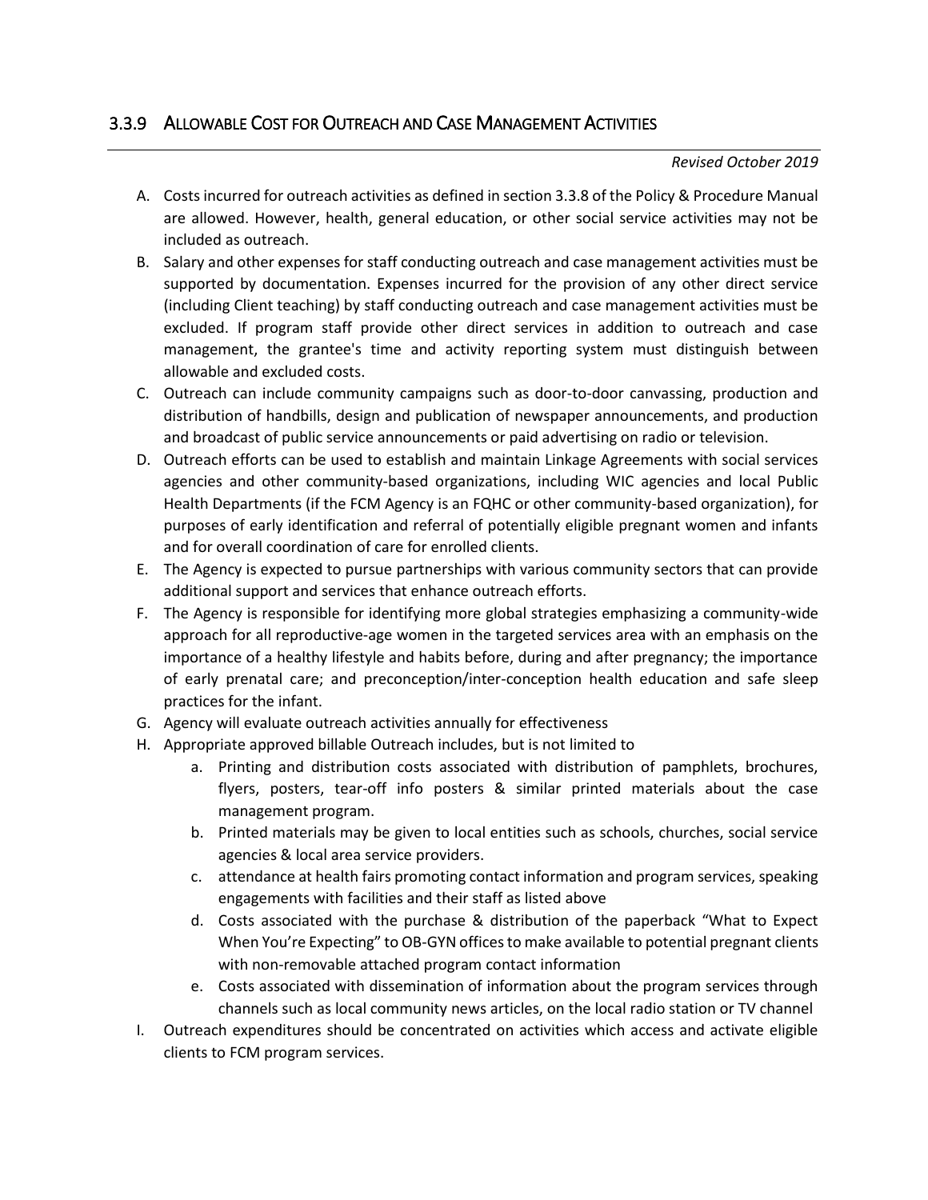### 3.3.9 Allowable Cost for Outreach and Case Management Activities

*Revised October 2019*

A. Costs incurred for outreach activities as defined in section 3.3.8 of the Policy & Procedure Manual are allowed. However, health, general education, or other social service activities may not be included as outreach.
B. Salary and other expenses for staff conducting outreach and case management activities must be supported by documentation. Expenses incurred for the provision of any other direct service (including Client teaching) by staff conducting outreach and case management activities must be excluded. If program staff provide other direct services in addition to outreach and case management, the grantee's time and activity reporting system must distinguish between allowable and excluded costs.
C. Outreach can include community campaigns such as door-to-door canvassing, production and distribution of handbills, design and publication of newspaper announcements, and production and broadcast of public service announcements or paid advertising on radio or television.
D. Outreach efforts can be used to establish and maintain Linkage Agreements with social services agencies and other community-based organizations, including WIC agencies and local Public Health Departments (if the FCM Agency is an FQHC or other community-based organization), for purposes of early identification and referral of potentially eligible pregnant women and infants and for overall coordination of care for enrolled clients.
E. The Agency is expected to pursue partnerships with various community sectors that can provide additional support and services that enhance outreach efforts.
F. The Agency is responsible for identifying more global strategies emphasizing a community-wide approach for all reproductive-age women in the targeted services area with an emphasis on the importance of a healthy lifestyle and habits before, during and after pregnancy; the importance of early prenatal care; and preconception/inter-conception health education and safe sleep practices for the infant.
G. Agency will evaluate outreach activities annually for effectiveness
H. Appropriate approved billable Outreach includes, but is not limited to
    a. Printing and distribution costs associated with distribution of pamphlets, brochures, flyers, posters, tear-off info posters & similar printed materials about the case management program.
    b. Printed materials may be given to local entities such as schools, churches, social service agencies & local area service providers.
    c. attendance at health fairs promoting contact information and program services, speaking engagements with facilities and their staff as listed above
    d. Costs associated with the purchase & distribution of the paperback "What to Expect When You're Expecting" to OB-GYN offices to make available to potential pregnant clients with non-removable attached program contact information
    e. Costs associated with dissemination of information about the program services through channels such as local community news articles, on the local radio station or TV channel
I. Outreach expenditures should be concentrated on activities which access and activate eligible clients to FCM program services.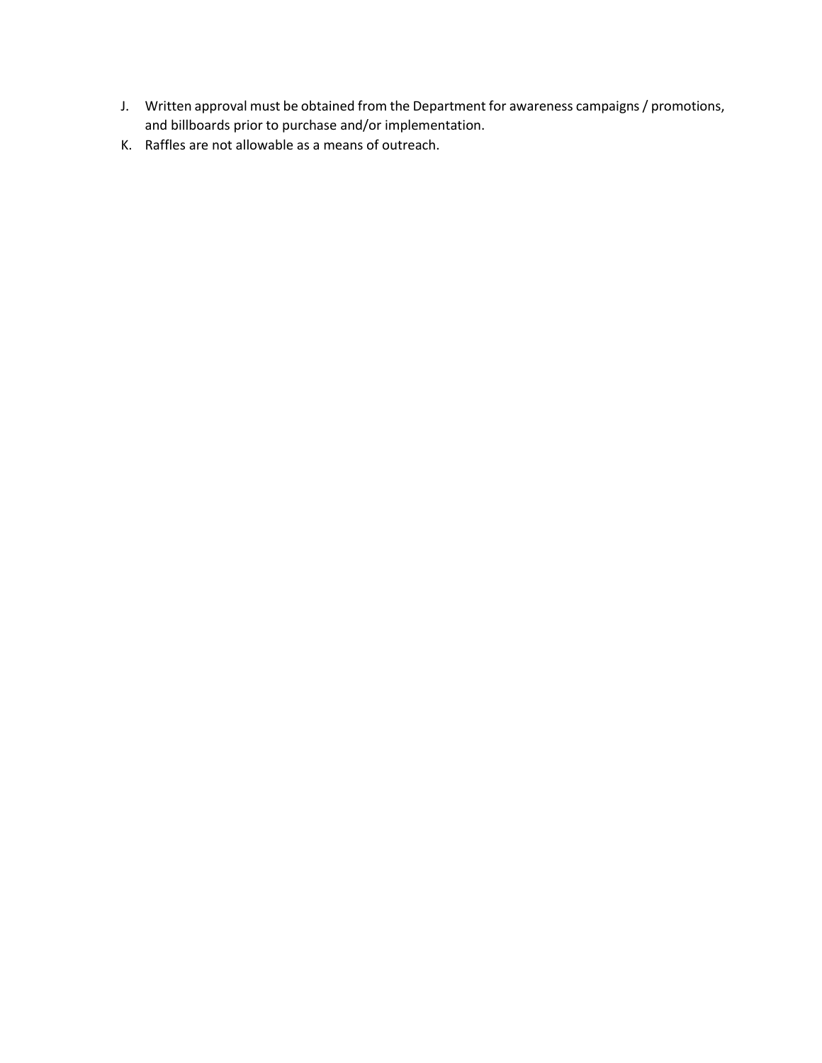J. Written approval must be obtained from the Department for awareness campaigns / promotions, and billboards prior to purchase and/or implementation.

K. Raffles are not allowable as a means of outreach.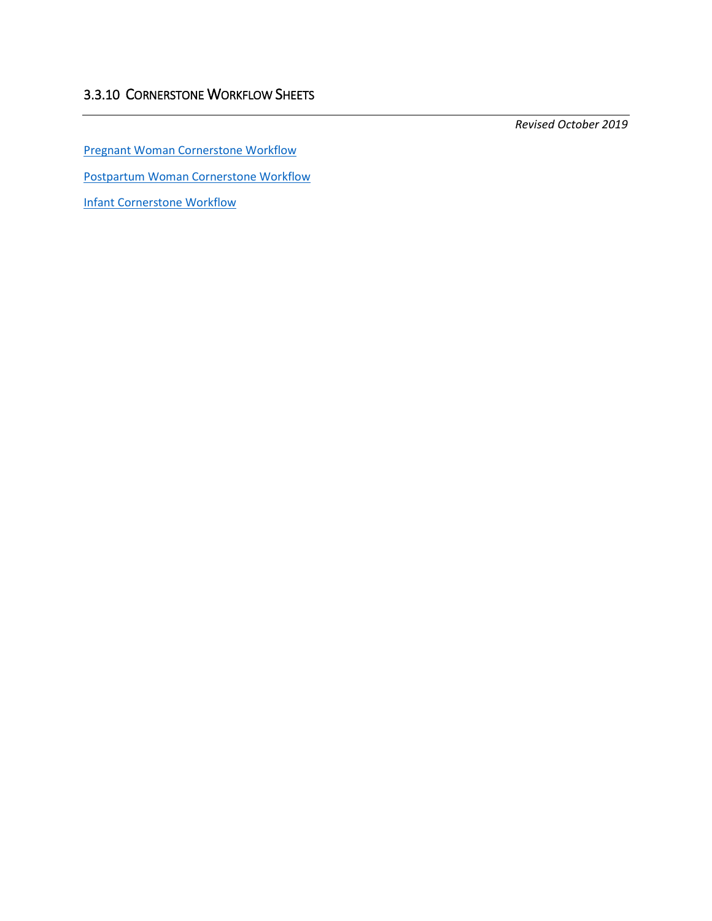### 3.3.10 Cornerstone Workflow Sheets

*Revised October 2019*

Pregnant Woman Cornerstone Workflow

Postpartum Woman Cornerstone Workflow

Infant Cornerstone Workflow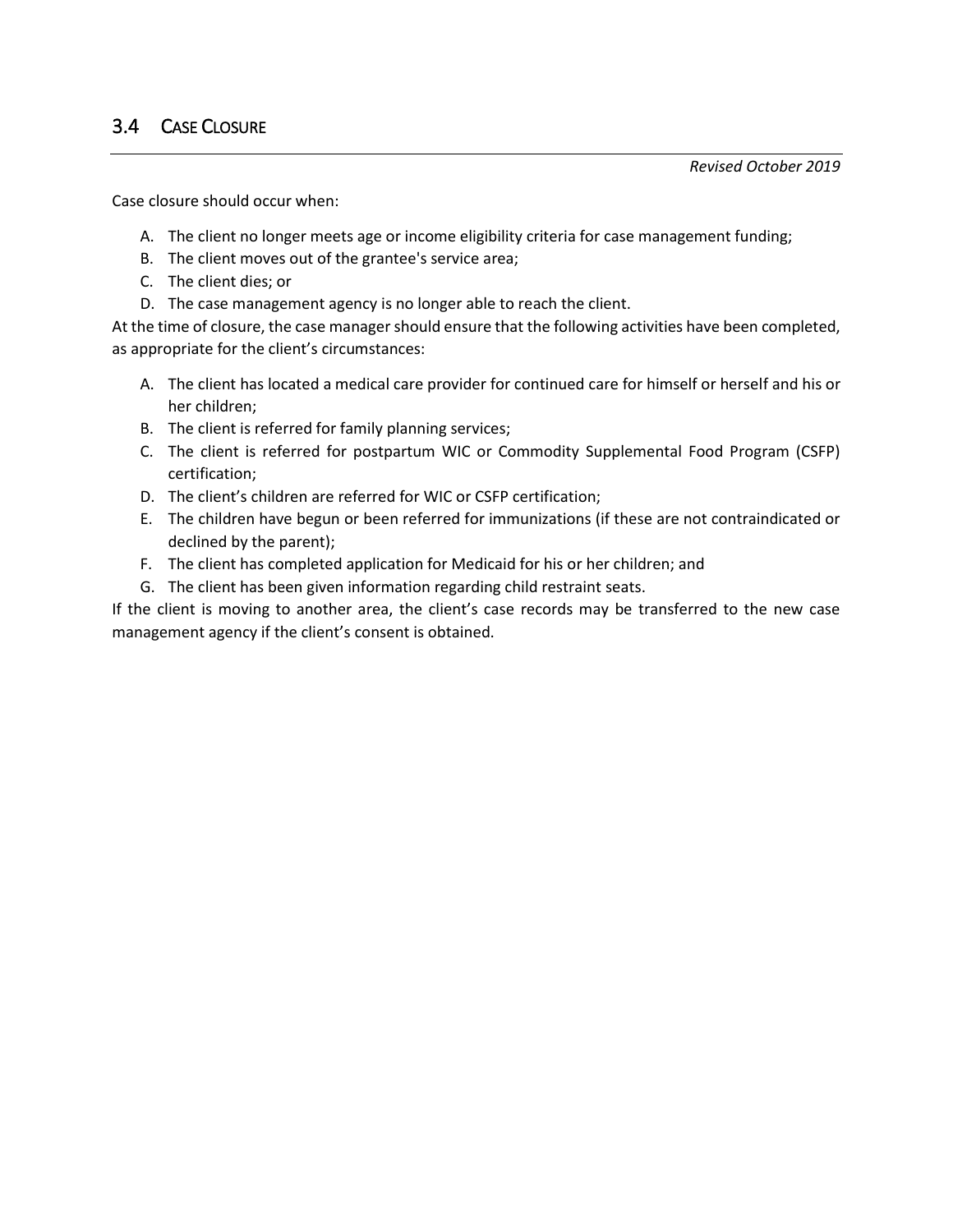## 3.4 Case Closure

*Revised October 2019*

Case closure should occur when:

A. The client no longer meets age or income eligibility criteria for case management funding;
B. The client moves out of the grantee's service area;
C. The client dies; or
D. The case management agency is no longer able to reach the client.

At the time of closure, the case manager should ensure that the following activities have been completed, as appropriate for the client's circumstances:

A. The client has located a medical care provider for continued care for himself or herself and his or her children;
B. The client is referred for family planning services;
C. The client is referred for postpartum WIC or Commodity Supplemental Food Program (CSFP) certification;
D. The client's children are referred for WIC or CSFP certification;
E. The children have begun or been referred for immunizations (if these are not contraindicated or declined by the parent);
F. The client has completed application for Medicaid for his or her children; and
G. The client has been given information regarding child restraint seats.

If the client is moving to another area, the client's case records may be transferred to the new case management agency if the client's consent is obtained.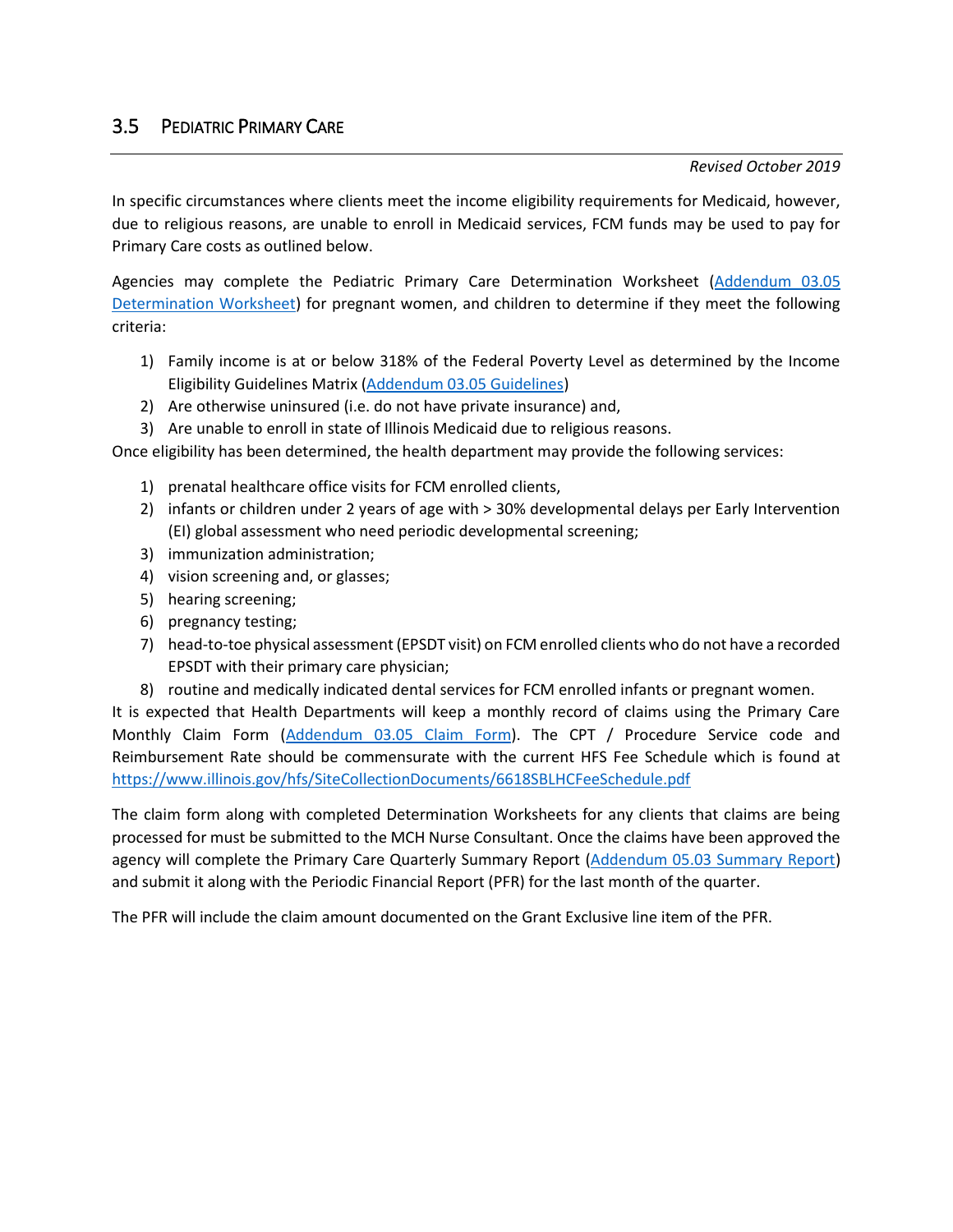## 3.5 Pediatric Primary Care

*Revised October 2019*

In specific circumstances where clients meet the income eligibility requirements for Medicaid, however, due to religious reasons, are unable to enroll in Medicaid services, FCM funds may be used to pay for Primary Care costs as outlined below.

Agencies may complete the Pediatric Primary Care Determination Worksheet ([Addendum 03.05 Determination Worksheet]()) for pregnant women, and children to determine if they meet the following criteria:

1) Family income is at or below 318% of the Federal Poverty Level as determined by the Income Eligibility Guidelines Matrix ([Addendum 03.05 Guidelines]())
2) Are otherwise uninsured (i.e. do not have private insurance) and,
3) Are unable to enroll in state of Illinois Medicaid due to religious reasons.

Once eligibility has been determined, the health department may provide the following services:

1) prenatal healthcare office visits for FCM enrolled clients,
2) infants or children under 2 years of age with > 30% developmental delays per Early Intervention (EI) global assessment who need periodic developmental screening;
3) immunization administration;
4) vision screening and, or glasses;
5) hearing screening;
6) pregnancy testing;
7) head-to-toe physical assessment (EPSDT visit) on FCM enrolled clients who do not have a recorded EPSDT with their primary care physician;
8) routine and medically indicated dental services for FCM enrolled infants or pregnant women.

It is expected that Health Departments will keep a monthly record of claims using the Primary Care Monthly Claim Form ([Addendum 03.05 Claim Form]()). The CPT / Procedure Service code and Reimbursement Rate should be commensurate with the current HFS Fee Schedule which is found at https://www.illinois.gov/hfs/SiteCollectionDocuments/6618SBLHCFeeSchedule.pdf

The claim form along with completed Determination Worksheets for any clients that claims are being processed for must be submitted to the MCH Nurse Consultant. Once the claims have been approved the agency will complete the Primary Care Quarterly Summary Report ([Addendum 05.03 Summary Report]()) and submit it along with the Periodic Financial Report (PFR) for the last month of the quarter.

The PFR will include the claim amount documented on the Grant Exclusive line item of the PFR.